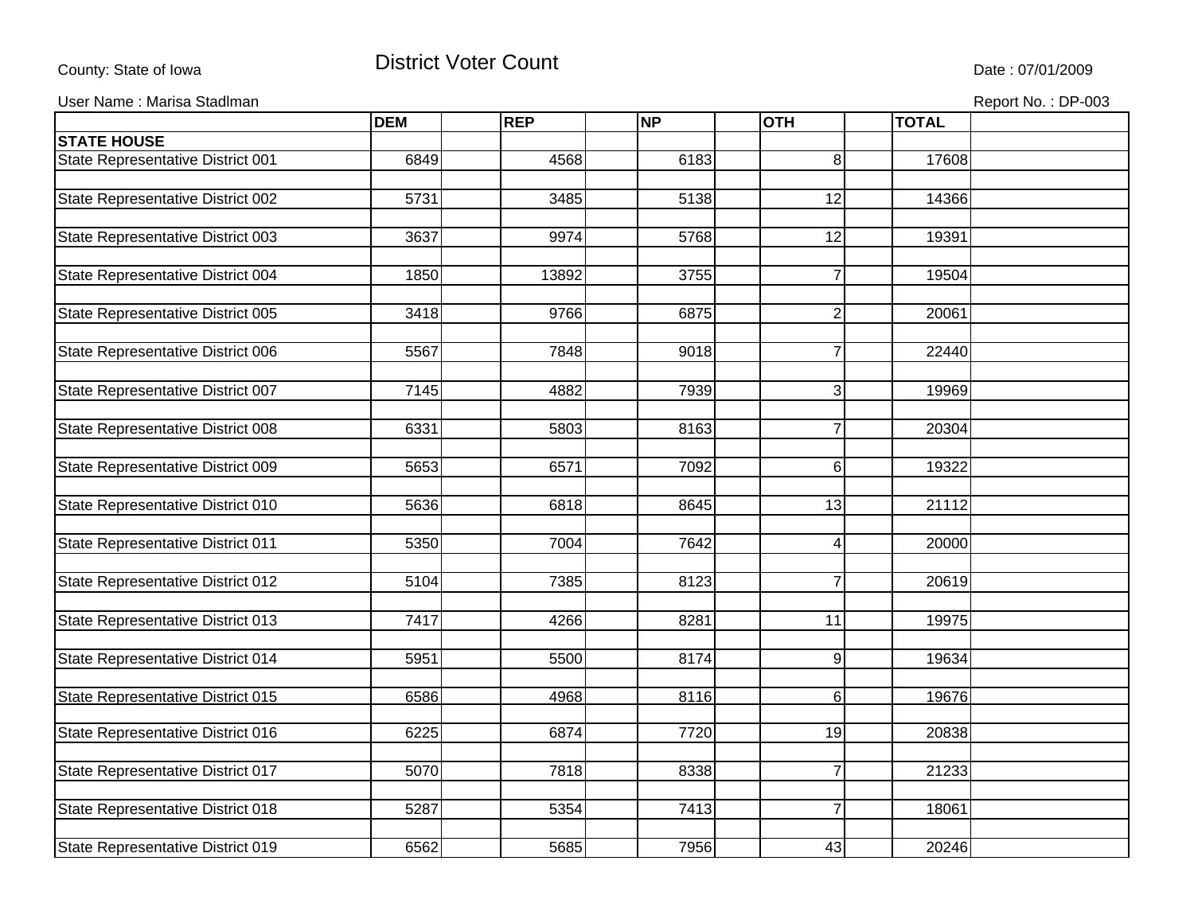County: State of Iowa

# District Voter Count

Date : 07/01/2009

User Name : Marisa Stadlman

Report No. : DP-003

| | DEM | REP | NP | OTH | TOTAL |
|---|---|---|---|---|---|
| **STATE HOUSE** | | | | | |
| State Representative District 001 | 6849 | 4568 | 6183 | 8 | 17608 |
| State Representative District 002 | 5731 | 3485 | 5138 | 12 | 14366 |
| State Representative District 003 | 3637 | 9974 | 5768 | 12 | 19391 |
| State Representative District 004 | 1850 | 13892 | 3755 | 7 | 19504 |
| State Representative District 005 | 3418 | 9766 | 6875 | 2 | 20061 |
| State Representative District 006 | 5567 | 7848 | 9018 | 7 | 22440 |
| State Representative District 007 | 7145 | 4882 | 7939 | 3 | 19969 |
| State Representative District 008 | 6331 | 5803 | 8163 | 7 | 20304 |
| State Representative District 009 | 5653 | 6571 | 7092 | 6 | 19322 |
| State Representative District 010 | 5636 | 6818 | 8645 | 13 | 21112 |
| State Representative District 011 | 5350 | 7004 | 7642 | 4 | 20000 |
| State Representative District 012 | 5104 | 7385 | 8123 | 7 | 20619 |
| State Representative District 013 | 7417 | 4266 | 8281 | 11 | 19975 |
| State Representative District 014 | 5951 | 5500 | 8174 | 9 | 19634 |
| State Representative District 015 | 6586 | 4968 | 8116 | 6 | 19676 |
| State Representative District 016 | 6225 | 6874 | 7720 | 19 | 20838 |
| State Representative District 017 | 5070 | 7818 | 8338 | 7 | 21233 |
| State Representative District 018 | 5287 | 5354 | 7413 | 7 | 18061 |
| State Representative District 019 | 6562 | 5685 | 7956 | 43 | 20246 |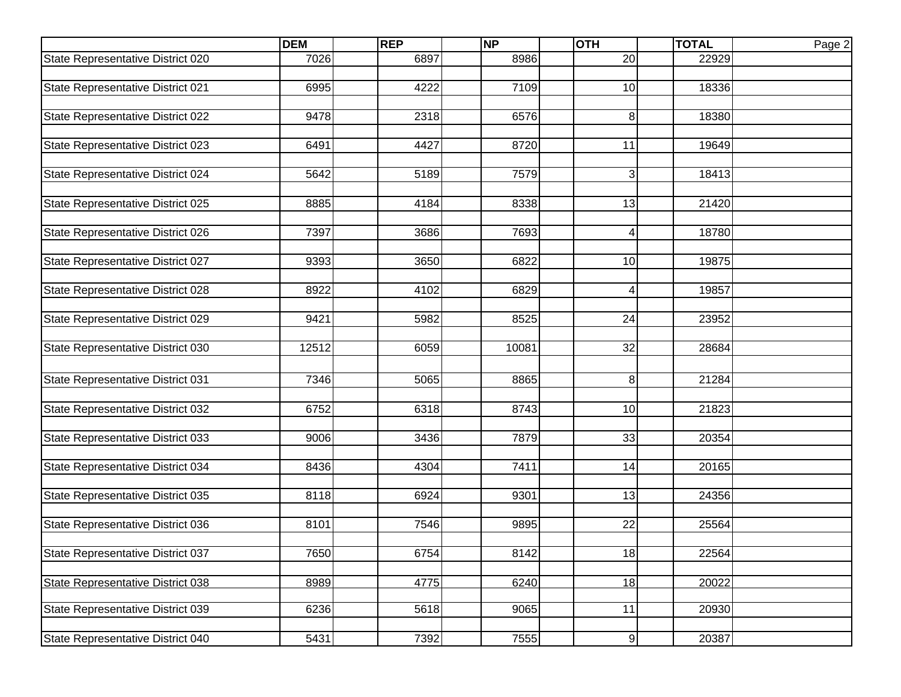| | DEM | REP | NP | OTH | TOTAL |
|---|---|---|---|---|---|
| State Representative District 020 | 7026 | 6897 | 8986 | 20 | 22929 |
| State Representative District 021 | 6995 | 4222 | 7109 | 10 | 18336 |
| State Representative District 022 | 9478 | 2318 | 6576 | 8 | 18380 |
| State Representative District 023 | 6491 | 4427 | 8720 | 11 | 19649 |
| State Representative District 024 | 5642 | 5189 | 7579 | 3 | 18413 |
| State Representative District 025 | 8885 | 4184 | 8338 | 13 | 21420 |
| State Representative District 026 | 7397 | 3686 | 7693 | 4 | 18780 |
| State Representative District 027 | 9393 | 3650 | 6822 | 10 | 19875 |
| State Representative District 028 | 8922 | 4102 | 6829 | 4 | 19857 |
| State Representative District 029 | 9421 | 5982 | 8525 | 24 | 23952 |
| State Representative District 030 | 12512 | 6059 | 10081 | 32 | 28684 |
| State Representative District 031 | 7346 | 5065 | 8865 | 8 | 21284 |
| State Representative District 032 | 6752 | 6318 | 8743 | 10 | 21823 |
| State Representative District 033 | 9006 | 3436 | 7879 | 33 | 20354 |
| State Representative District 034 | 8436 | 4304 | 7411 | 14 | 20165 |
| State Representative District 035 | 8118 | 6924 | 9301 | 13 | 24356 |
| State Representative District 036 | 8101 | 7546 | 9895 | 22 | 25564 |
| State Representative District 037 | 7650 | 6754 | 8142 | 18 | 22564 |
| State Representative District 038 | 8989 | 4775 | 6240 | 18 | 20022 |
| State Representative District 039 | 6236 | 5618 | 9065 | 11 | 20930 |
| State Representative District 040 | 5431 | 7392 | 7555 | 9 | 20387 |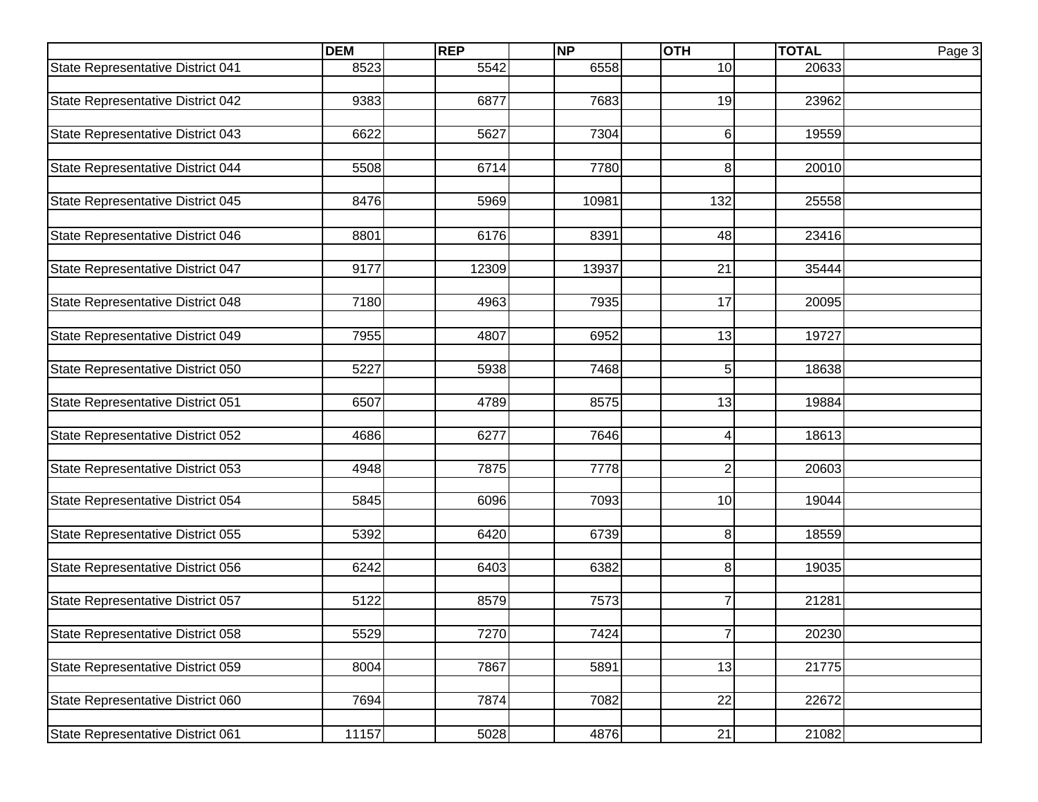| | DEM | REP | NP | OTH | TOTAL |
|---|---|---|---|---|---|
| State Representative District 041 | 8523 | 5542 | 6558 | 10 | 20633 |
| State Representative District 042 | 9383 | 6877 | 7683 | 19 | 23962 |
| State Representative District 043 | 6622 | 5627 | 7304 | 6 | 19559 |
| State Representative District 044 | 5508 | 6714 | 7780 | 8 | 20010 |
| State Representative District 045 | 8476 | 5969 | 10981 | 132 | 25558 |
| State Representative District 046 | 8801 | 6176 | 8391 | 48 | 23416 |
| State Representative District 047 | 9177 | 12309 | 13937 | 21 | 35444 |
| State Representative District 048 | 7180 | 4963 | 7935 | 17 | 20095 |
| State Representative District 049 | 7955 | 4807 | 6952 | 13 | 19727 |
| State Representative District 050 | 5227 | 5938 | 7468 | 5 | 18638 |
| State Representative District 051 | 6507 | 4789 | 8575 | 13 | 19884 |
| State Representative District 052 | 4686 | 6277 | 7646 | 4 | 18613 |
| State Representative District 053 | 4948 | 7875 | 7778 | 2 | 20603 |
| State Representative District 054 | 5845 | 6096 | 7093 | 10 | 19044 |
| State Representative District 055 | 5392 | 6420 | 6739 | 8 | 18559 |
| State Representative District 056 | 6242 | 6403 | 6382 | 8 | 19035 |
| State Representative District 057 | 5122 | 8579 | 7573 | 7 | 21281 |
| State Representative District 058 | 5529 | 7270 | 7424 | 7 | 20230 |
| State Representative District 059 | 8004 | 7867 | 5891 | 13 | 21775 |
| State Representative District 060 | 7694 | 7874 | 7082 | 22 | 22672 |
| State Representative District 061 | 11157 | 5028 | 4876 | 21 | 21082 |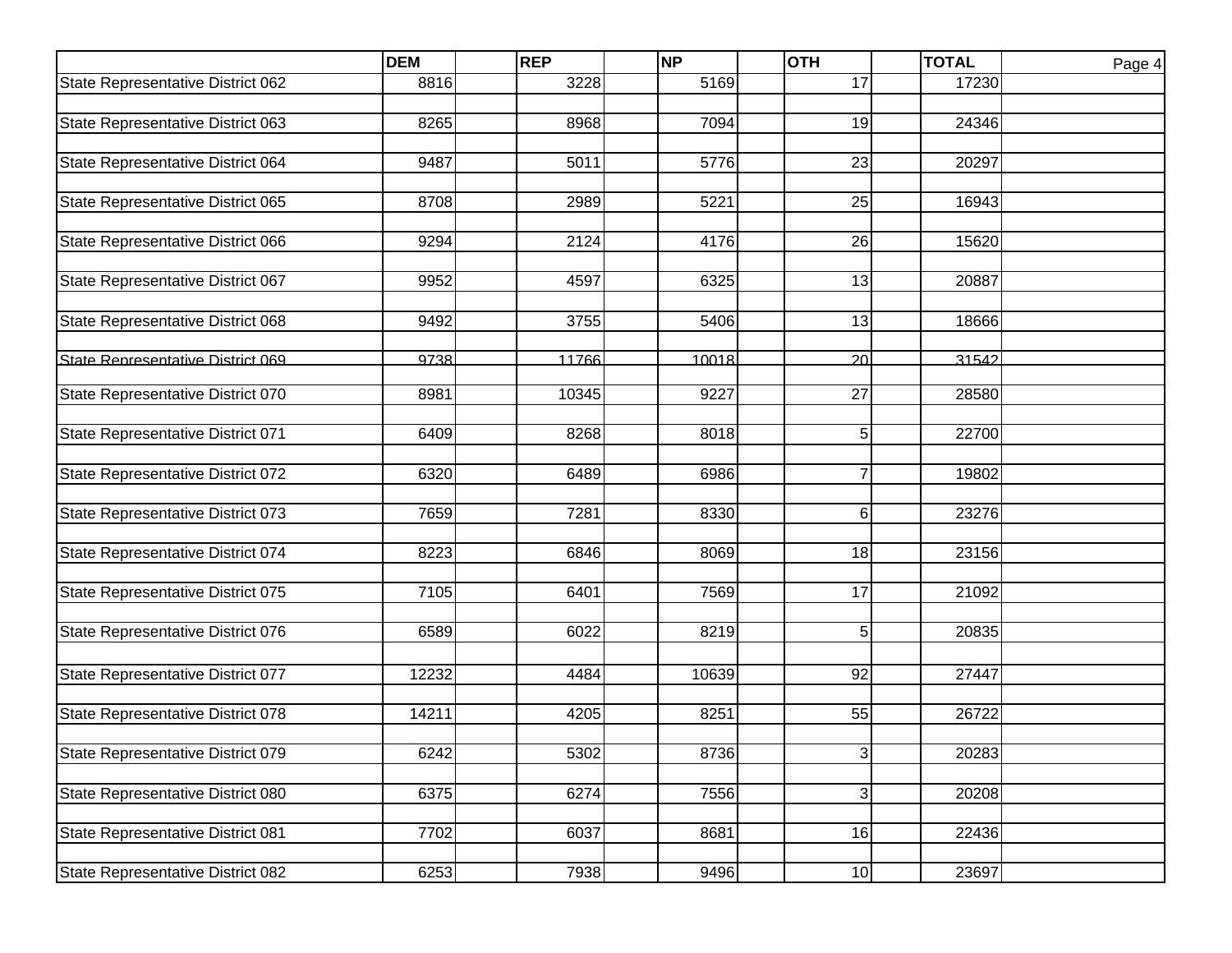| | DEM | REP | NP | OTH | TOTAL |
|---|---|---|---|---|---|
| State Representative District 062 | 8816 | 3228 | 5169 | 17 | 17230 |
| State Representative District 063 | 8265 | 8968 | 7094 | 19 | 24346 |
| State Representative District 064 | 9487 | 5011 | 5776 | 23 | 20297 |
| State Representative District 065 | 8708 | 2989 | 5221 | 25 | 16943 |
| State Representative District 066 | 9294 | 2124 | 4176 | 26 | 15620 |
| State Representative District 067 | 9952 | 4597 | 6325 | 13 | 20887 |
| State Representative District 068 | 9492 | 3755 | 5406 | 13 | 18666 |
| State Representative District 069 | 9738 | 11766 | 10018 | 20 | 31542 |
| State Representative District 070 | 8981 | 10345 | 9227 | 27 | 28580 |
| State Representative District 071 | 6409 | 8268 | 8018 | 5 | 22700 |
| State Representative District 072 | 6320 | 6489 | 6986 | 7 | 19802 |
| State Representative District 073 | 7659 | 7281 | 8330 | 6 | 23276 |
| State Representative District 074 | 8223 | 6846 | 8069 | 18 | 23156 |
| State Representative District 075 | 7105 | 6401 | 7569 | 17 | 21092 |
| State Representative District 076 | 6589 | 6022 | 8219 | 5 | 20835 |
| State Representative District 077 | 12232 | 4484 | 10639 | 92 | 27447 |
| State Representative District 078 | 14211 | 4205 | 8251 | 55 | 26722 |
| State Representative District 079 | 6242 | 5302 | 8736 | 3 | 20283 |
| State Representative District 080 | 6375 | 6274 | 7556 | 3 | 20208 |
| State Representative District 081 | 7702 | 6037 | 8681 | 16 | 22436 |
| State Representative District 082 | 6253 | 7938 | 9496 | 10 | 23697 |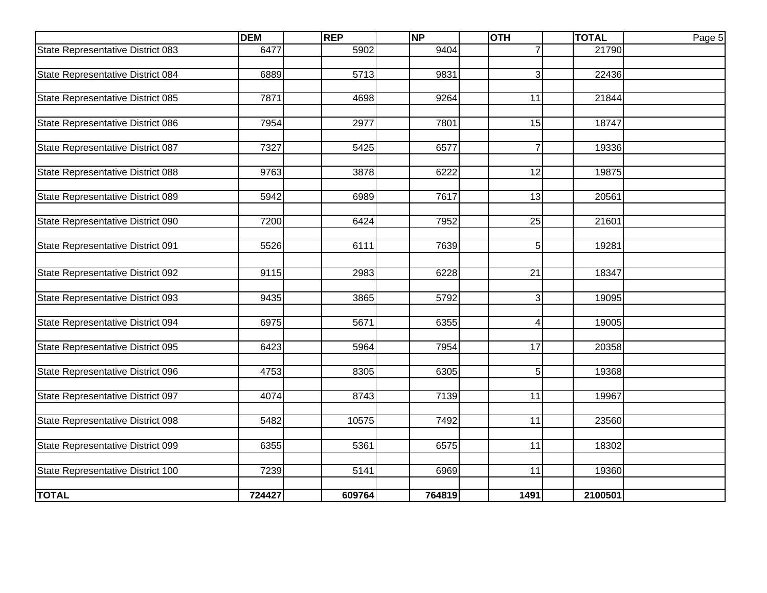| | DEM | REP | NP | OTH | TOTAL |
|---|---|---|---|---|---|
| State Representative District 083 | 6477 | 5902 | 9404 | 7 | 21790 |
| State Representative District 084 | 6889 | 5713 | 9831 | 3 | 22436 |
| State Representative District 085 | 7871 | 4698 | 9264 | 11 | 21844 |
| State Representative District 086 | 7954 | 2977 | 7801 | 15 | 18747 |
| State Representative District 087 | 7327 | 5425 | 6577 | 7 | 19336 |
| State Representative District 088 | 9763 | 3878 | 6222 | 12 | 19875 |
| State Representative District 089 | 5942 | 6989 | 7617 | 13 | 20561 |
| State Representative District 090 | 7200 | 6424 | 7952 | 25 | 21601 |
| State Representative District 091 | 5526 | 6111 | 7639 | 5 | 19281 |
| State Representative District 092 | 9115 | 2983 | 6228 | 21 | 18347 |
| State Representative District 093 | 9435 | 3865 | 5792 | 3 | 19095 |
| State Representative District 094 | 6975 | 5671 | 6355 | 4 | 19005 |
| State Representative District 095 | 6423 | 5964 | 7954 | 17 | 20358 |
| State Representative District 096 | 4753 | 8305 | 6305 | 5 | 19368 |
| State Representative District 097 | 4074 | 8743 | 7139 | 11 | 19967 |
| State Representative District 098 | 5482 | 10575 | 7492 | 11 | 23560 |
| State Representative District 099 | 6355 | 5361 | 6575 | 11 | 18302 |
| State Representative District 100 | 7239 | 5141 | 6969 | 11 | 19360 |
| **TOTAL** | **724427** | **609764** | **764819** | **1491** | **2100501** |